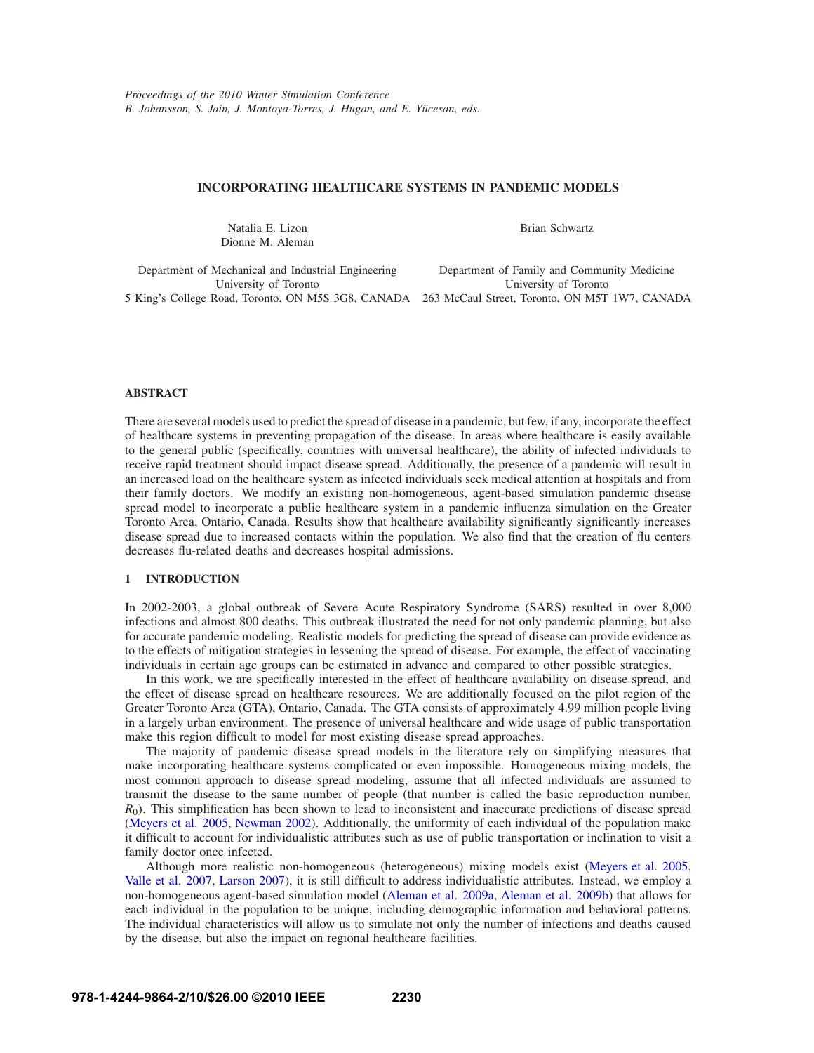*Proceedings of the 2010 Winter Simulation Conference*
*B. Johansson, S. Jain, J. Montoya-Torres, J. Hugan, and E. Yücesan, eds.*

# INCORPORATING HEALTHCARE SYSTEMS IN PANDEMIC MODELS

Natalia E. Lizon
Dionne M. Aleman

Department of Mechanical and Industrial Engineering
University of Toronto
5 King's College Road, Toronto, ON M5S 3G8, CANADA

Brian Schwartz

Department of Family and Community Medicine
University of Toronto
263 McCaul Street, Toronto, ON M5T 1W7, CANADA

## ABSTRACT

There are several models used to predict the spread of disease in a pandemic, but few, if any, incorporate the effect of healthcare systems in preventing propagation of the disease. In areas where healthcare is easily available to the general public (specifically, countries with universal healthcare), the ability of infected individuals to receive rapid treatment should impact disease spread. Additionally, the presence of a pandemic will result in an increased load on the healthcare system as infected individuals seek medical attention at hospitals and from their family doctors. We modify an existing non-homogeneous, agent-based simulation pandemic disease spread model to incorporate a public healthcare system in a pandemic influenza simulation on the Greater Toronto Area, Ontario, Canada. Results show that healthcare availability significantly significantly increases disease spread due to increased contacts within the population. We also find that the creation of flu centers decreases flu-related deaths and decreases hospital admissions.

## 1 INTRODUCTION

In 2002-2003, a global outbreak of Severe Acute Respiratory Syndrome (SARS) resulted in over 8,000 infections and almost 800 deaths. This outbreak illustrated the need for not only pandemic planning, but also for accurate pandemic modeling. Realistic models for predicting the spread of disease can provide evidence as to the effects of mitigation strategies in lessening the spread of disease. For example, the effect of vaccinating individuals in certain age groups can be estimated in advance and compared to other possible strategies.

In this work, we are specifically interested in the effect of healthcare availability on disease spread, and the effect of disease spread on healthcare resources. We are additionally focused on the pilot region of the Greater Toronto Area (GTA), Ontario, Canada. The GTA consists of approximately 4.99 million people living in a largely urban environment. The presence of universal healthcare and wide usage of public transportation make this region difficult to model for most existing disease spread approaches.

The majority of pandemic disease spread models in the literature rely on simplifying measures that make incorporating healthcare systems complicated or even impossible. Homogeneous mixing models, the most common approach to disease spread modeling, assume that all infected individuals are assumed to transmit the disease to the same number of people (that number is called the basic reproduction number, $R_0$). This simplification has been shown to lead to inconsistent and inaccurate predictions of disease spread (Meyers et al. 2005, Newman 2002). Additionally, the uniformity of each individual of the population make it difficult to account for individualistic attributes such as use of public transportation or inclination to visit a family doctor once infected.

Although more realistic non-homogeneous (heterogeneous) mixing models exist (Meyers et al. 2005, Valle et al. 2007, Larson 2007), it is still difficult to address individualistic attributes. Instead, we employ a non-homogeneous agent-based simulation model (Aleman et al. 2009a, Aleman et al. 2009b) that allows for each individual in the population to be unique, including demographic information and behavioral patterns. The individual characteristics will allow us to simulate not only the number of infections and deaths caused by the disease, but also the impact on regional healthcare facilities.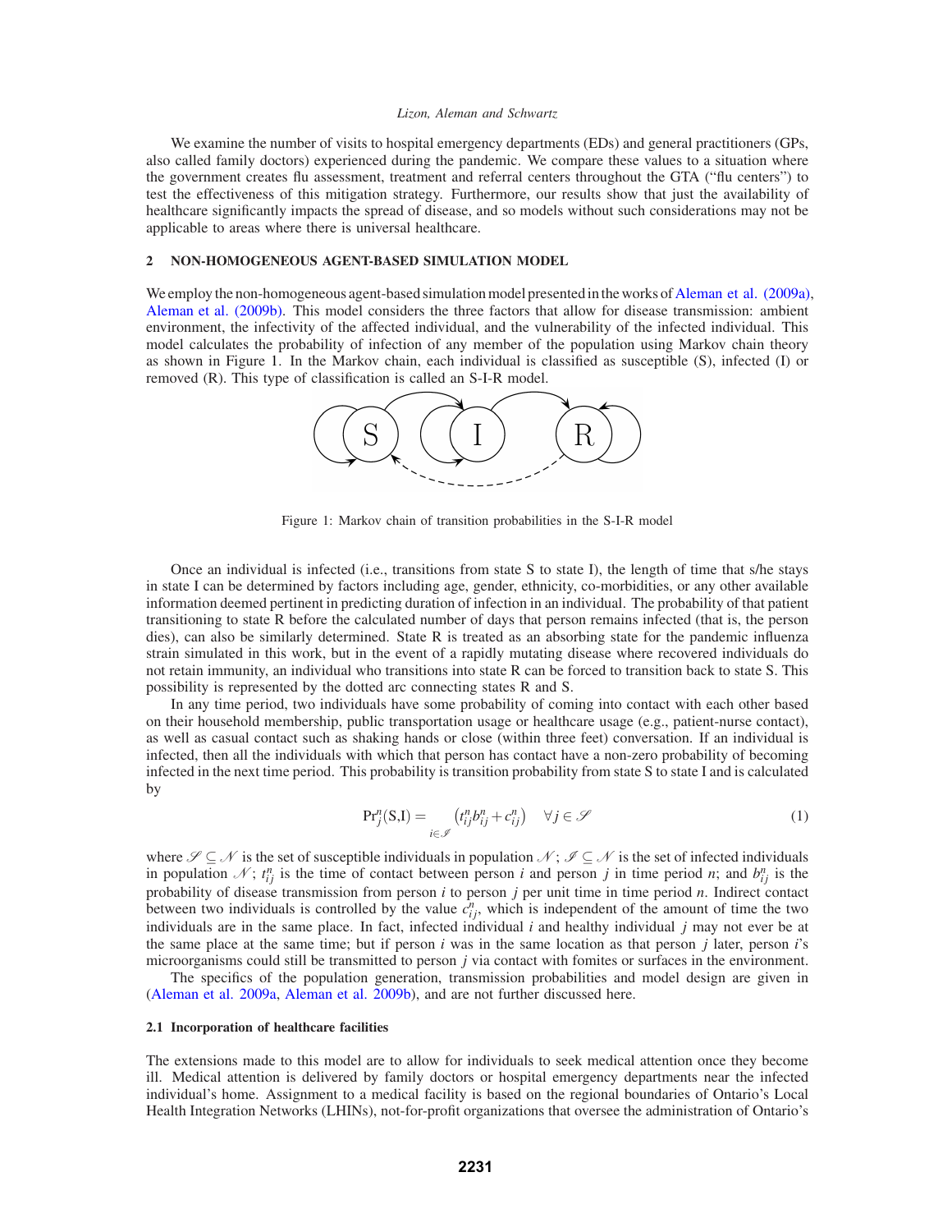We examine the number of visits to hospital emergency departments (EDs) and general practitioners (GPs, also called family doctors) experienced during the pandemic. We compare these values to a situation where the government creates flu assessment, treatment and referral centers throughout the GTA ("flu centers") to test the effectiveness of this mitigation strategy. Furthermore, our results show that just the availability of healthcare significantly impacts the spread of disease, and so models without such considerations may not be applicable to areas where there is universal healthcare.

## 2 NON-HOMOGENEOUS AGENT-BASED SIMULATION MODEL

We employ the non-homogeneous agent-based simulation model presented in the works of Aleman et al. (2009a), Aleman et al. (2009b). This model considers the three factors that allow for disease transmission: ambient environment, the infectivity of the affected individual, and the vulnerability of the infected individual. This model calculates the probability of infection of any member of the population using Markov chain theory as shown in Figure 1. In the Markov chain, each individual is classified as susceptible (S), infected (I) or removed (R). This type of classification is called an S-I-R model.

Figure 1: Markov chain of transition probabilities in the S-I-R model

Once an individual is infected (i.e., transitions from state S to state I), the length of time that s/he stays in state I can be determined by factors including age, gender, ethnicity, co-morbidities, or any other available information deemed pertinent in predicting duration of infection in an individual. The probability of that patient transitioning to state R before the calculated number of days that person remains infected (that is, the person dies), can also be similarly determined. State R is treated as an absorbing state for the pandemic influenza strain simulated in this work, but in the event of a rapidly mutating disease where recovered individuals do not retain immunity, an individual who transitions into state R can be forced to transition back to state S. This possibility is represented by the dotted arc connecting states R and S.

In any time period, two individuals have some probability of coming into contact with each other based on their household membership, public transportation usage or healthcare usage (e.g., patient-nurse contact), as well as casual contact such as shaking hands or close (within three feet) conversation. If an individual is infected, then all the individuals with which that person has contact have a non-zero probability of becoming infected in the next time period. This probability is transition probability from state S to state I and is calculated by

$$\Pr_j^n(\mathrm{S},\mathrm{I}) = \sum_{i \in \mathscr{I}} \left( t_{ij}^n b_{ij}^n + c_{ij}^n \right) \quad \forall j \in \mathscr{S} \tag{1}$$

where $\mathscr{S} \subseteq \mathscr{N}$ is the set of susceptible individuals in population $\mathscr{N}$; $\mathscr{I} \subseteq \mathscr{N}$ is the set of infected individuals in population $\mathscr{N}$; $t_{ij}^n$ is the time of contact between person $i$ and person $j$ in time period $n$; and $b_{ij}^n$ is the probability of disease transmission from person $i$ to person $j$ per unit time in time period $n$. Indirect contact between two individuals is controlled by the value $c_{ij}^n$, which is independent of the amount of time the two individuals are in the same place. In fact, infected individual $i$ and healthy individual $j$ may not ever be at the same place at the same time; but if person $i$ was in the same location as that person $j$ later, person $i$'s microorganisms could still be transmitted to person $j$ via contact with fomites or surfaces in the environment.

The specifics of the population generation, transmission probabilities and model design are given in (Aleman et al. 2009a, Aleman et al. 2009b), and are not further discussed here.

### 2.1 Incorporation of healthcare facilities

The extensions made to this model are to allow for individuals to seek medical attention once they become ill. Medical attention is delivered by family doctors or hospital emergency departments near the infected individual's home. Assignment to a medical facility is based on the regional boundaries of Ontario's Local Health Integration Networks (LHINs), not-for-profit organizations that oversee the administration of Ontario's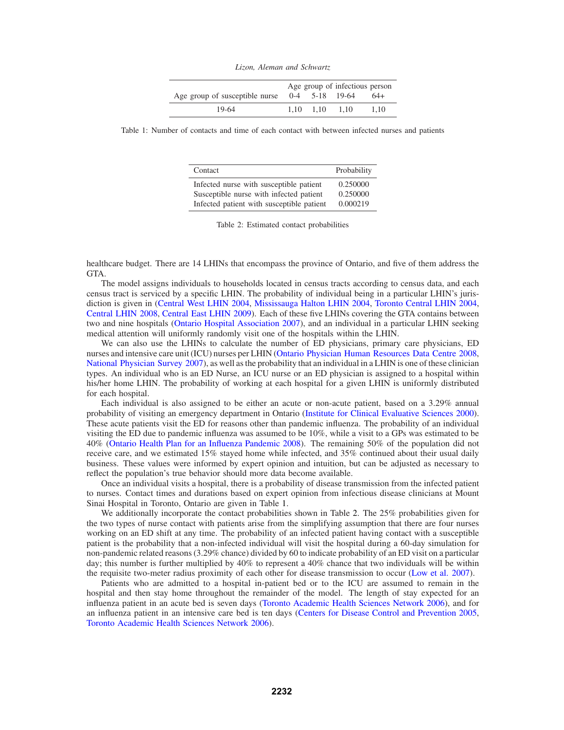| Age group of susceptible nurse | Age group of infectious person | | | |
|---|---|---|---|---|
| | 0-4 | 5-18 | 19-64 | 64+ |
| 19-64 | 1,10 | 1,10 | 1,10 | 1,10 |

Table 1: Number of contacts and time of each contact with between infected nurses and patients

| Contact | Probability |
|---|---|
| Infected nurse with susceptible patient | 0.250000 |
| Susceptible nurse with infected patient | 0.250000 |
| Infected patient with susceptible patient | 0.000219 |

Table 2: Estimated contact probabilities

healthcare budget. There are 14 LHINs that encompass the province of Ontario, and five of them address the GTA.

The model assigns individuals to households located in census tracts according to census data, and each census tract is serviced by a specific LHIN. The probability of individual being in a particular LHIN's jurisdiction is given in (Central West LHIN 2004, Mississauga Halton LHIN 2004, Toronto Central LHIN 2004, Central LHIN 2008, Central East LHIN 2009). Each of these five LHINs covering the GTA contains between two and nine hospitals (Ontario Hospital Association 2007), and an individual in a particular LHIN seeking medical attention will uniformly randomly visit one of the hospitals within the LHIN.

We can also use the LHINs to calculate the number of ED physicians, primary care physicians, ED nurses and intensive care unit (ICU) nurses per LHIN (Ontario Physician Human Resources Data Centre 2008, National Physician Survey 2007), as well as the probability that an individual in a LHIN is one of these clinician types. An individual who is an ED Nurse, an ICU nurse or an ED physician is assigned to a hospital within his/her home LHIN. The probability of working at each hospital for a given LHIN is uniformly distributed for each hospital.

Each individual is also assigned to be either an acute or non-acute patient, based on a 3.29% annual probability of visiting an emergency department in Ontario (Institute for Clinical Evaluative Sciences 2000). These acute patients visit the ED for reasons other than pandemic influenza. The probability of an individual visiting the ED due to pandemic influenza was assumed to be 10%, while a visit to a GPs was estimated to be 40% (Ontario Health Plan for an Influenza Pandemic 2008). The remaining 50% of the population did not receive care, and we estimated 15% stayed home while infected, and 35% continued about their usual daily business. These values were informed by expert opinion and intuition, but can be adjusted as necessary to reflect the population's true behavior should more data become available.

Once an individual visits a hospital, there is a probability of disease transmission from the infected patient to nurses. Contact times and durations based on expert opinion from infectious disease clinicians at Mount Sinai Hospital in Toronto, Ontario are given in Table 1.

We additionally incorporate the contact probabilities shown in Table 2. The 25% probabilities given for the two types of nurse contact with patients arise from the simplifying assumption that there are four nurses working on an ED shift at any time. The probability of an infected patient having contact with a susceptible patient is the probability that a non-infected individual will visit the hospital during a 60-day simulation for non-pandemic related reasons (3.29% chance) divided by 60 to indicate probability of an ED visit on a particular day; this number is further multiplied by 40% to represent a 40% chance that two individuals will be within the requisite two-meter radius proximity of each other for disease transmission to occur (Low et al. 2007).

Patients who are admitted to a hospital in-patient bed or to the ICU are assumed to remain in the hospital and then stay home throughout the remainder of the model. The length of stay expected for an influenza patient in an acute bed is seven days (Toronto Academic Health Sciences Network 2006), and for an influenza patient in an intensive care bed is ten days (Centers for Disease Control and Prevention 2005, Toronto Academic Health Sciences Network 2006).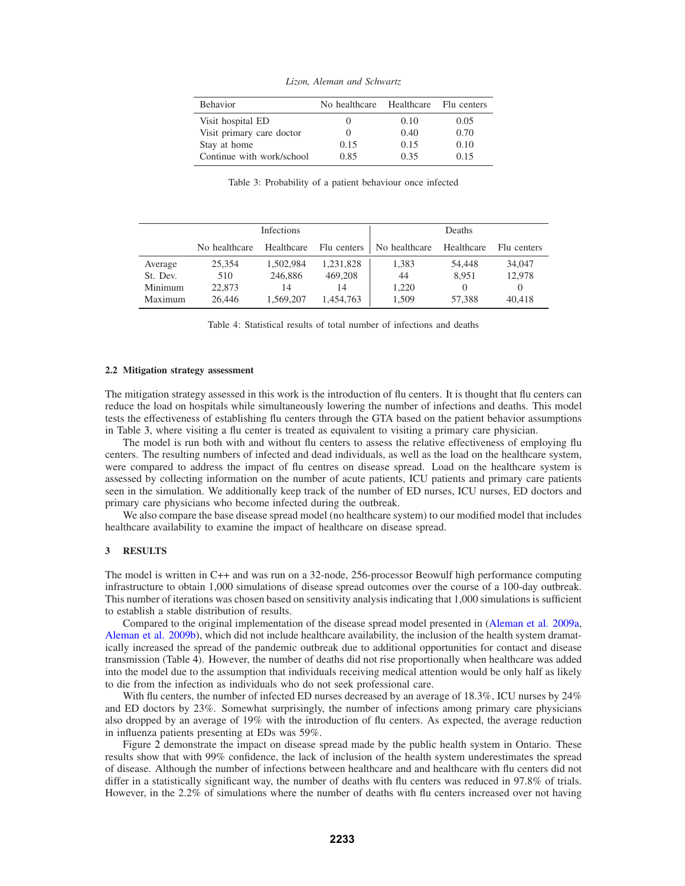| Behavior | No healthcare | Healthcare | Flu centers |
|---|---|---|---|
| Visit hospital ED | 0 | 0.10 | 0.05 |
| Visit primary care doctor | 0 | 0.40 | 0.70 |
| Stay at home | 0.15 | 0.15 | 0.10 |
| Continue with work/school | 0.85 | 0.35 | 0.15 |

Table 3: Probability of a patient behaviour once infected

| | Infections | | | Deaths | | |
|---|---|---|---|---|---|---|
| | No healthcare | Healthcare | Flu centers | No healthcare | Healthcare | Flu centers |
| Average | 25,354 | 1,502,984 | 1,231,828 | 1,383 | 54,448 | 34,047 |
| St. Dev. | 510 | 246,886 | 469,208 | 44 | 8,951 | 12,978 |
| Minimum | 22,873 | 14 | 14 | 1,220 | 0 | 0 |
| Maximum | 26,446 | 1,569,207 | 1,454,763 | 1,509 | 57,388 | 40,418 |

Table 4: Statistical results of total number of infections and deaths

### 2.2 Mitigation strategy assessment

The mitigation strategy assessed in this work is the introduction of flu centers. It is thought that flu centers can reduce the load on hospitals while simultaneously lowering the number of infections and deaths. This model tests the effectiveness of establishing flu centers through the GTA based on the patient behavior assumptions in Table 3, where visiting a flu center is treated as equivalent to visiting a primary care physician.

The model is run both with and without flu centers to assess the relative effectiveness of employing flu centers. The resulting numbers of infected and dead individuals, as well as the load on the healthcare system, were compared to address the impact of flu centres on disease spread. Load on the healthcare system is assessed by collecting information on the number of acute patients, ICU patients and primary care patients seen in the simulation. We additionally keep track of the number of ED nurses, ICU nurses, ED doctors and primary care physicians who become infected during the outbreak.

We also compare the base disease spread model (no healthcare system) to our modified model that includes healthcare availability to examine the impact of healthcare on disease spread.

## 3 RESULTS

The model is written in C++ and was run on a 32-node, 256-processor Beowulf high performance computing infrastructure to obtain 1,000 simulations of disease spread outcomes over the course of a 100-day outbreak. This number of iterations was chosen based on sensitivity analysis indicating that 1,000 simulations is sufficient to establish a stable distribution of results.

Compared to the original implementation of the disease spread model presented in (Aleman et al. 2009a, Aleman et al. 2009b), which did not include healthcare availability, the inclusion of the health system dramatically increased the spread of the pandemic outbreak due to additional opportunities for contact and disease transmission (Table 4). However, the number of deaths did not rise proportionally when healthcare was added into the model due to the assumption that individuals receiving medical attention would be only half as likely to die from the infection as individuals who do not seek professional care.

With flu centers, the number of infected ED nurses decreased by an average of 18.3%, ICU nurses by 24% and ED doctors by 23%. Somewhat surprisingly, the number of infections among primary care physicians also dropped by an average of 19% with the introduction of flu centers. As expected, the average reduction in influenza patients presenting at EDs was 59%.

Figure 2 demonstrate the impact on disease spread made by the public health system in Ontario. These results show that with 99% confidence, the lack of inclusion of the health system underestimates the spread of disease. Although the number of infections between healthcare and and healthcare with flu centers did not differ in a statistically significant way, the number of deaths with flu centers was reduced in 97.8% of trials. However, in the 2.2% of simulations where the number of deaths with flu centers increased over not having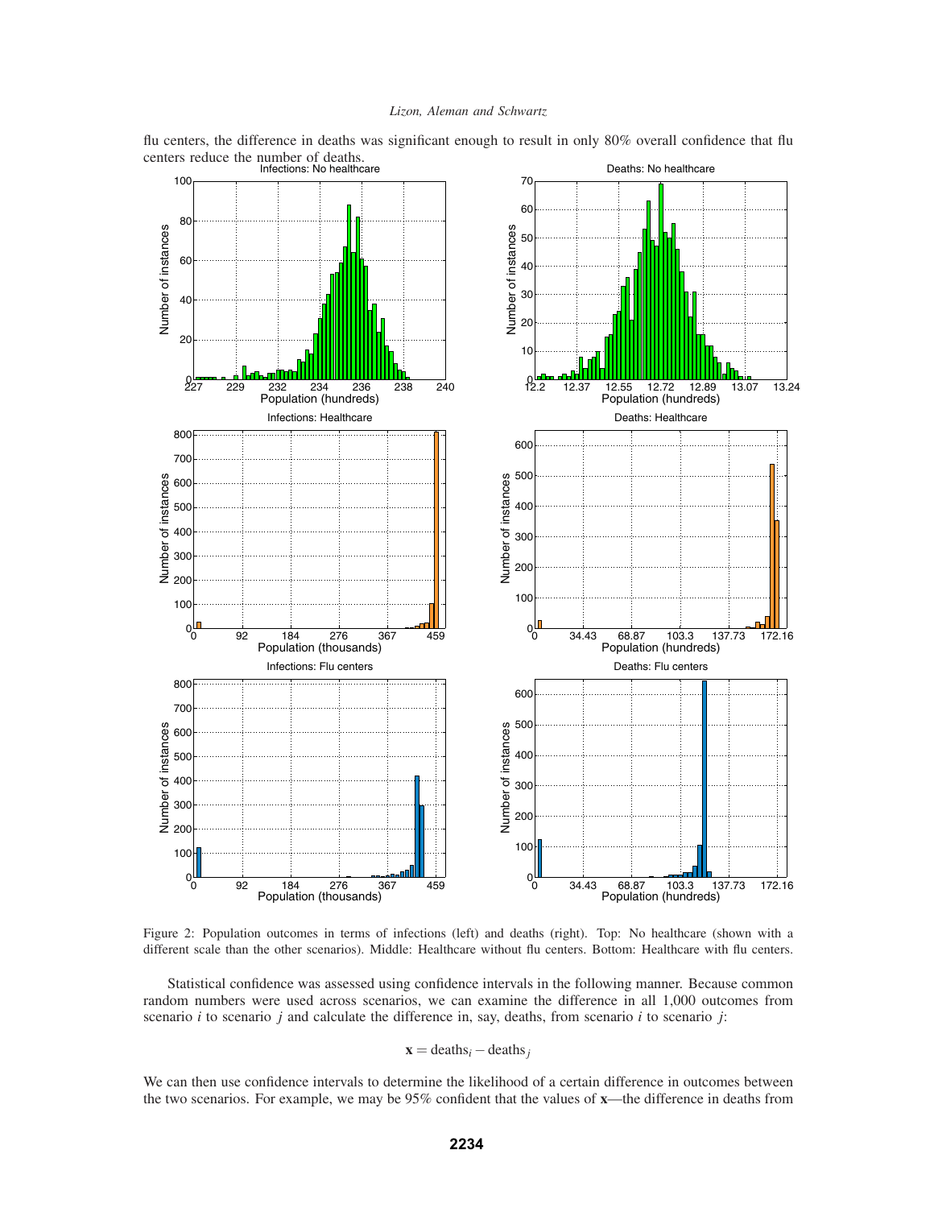flu centers, the difference in deaths was significant enough to result in only 80% overall confidence that flu centers reduce the number of deaths.

Figure 2: Population outcomes in terms of infections (left) and deaths (right). Top: No healthcare (shown with a different scale than the other scenarios). Middle: Healthcare without flu centers. Bottom: Healthcare with flu centers.

Statistical confidence was assessed using confidence intervals in the following manner. Because common random numbers were used across scenarios, we can examine the difference in all 1,000 outcomes from scenario $i$ to scenario $j$ and calculate the difference in, say, deaths, from scenario $i$ to scenario $j$:

$$\mathbf{x} = \text{deaths}_i - \text{deaths}_j$$

We can then use confidence intervals to determine the likelihood of a certain difference in outcomes between the two scenarios. For example, we may be 95% confident that the values of $\mathbf{x}$—the difference in deaths from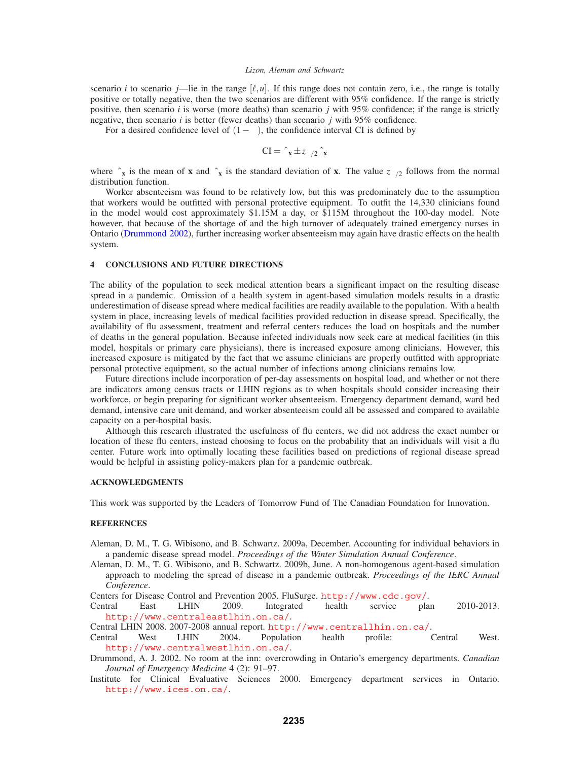scenario $i$ to scenario $j$—lie in the range $[\ell, u]$. If this range does not contain zero, i.e., the range is totally positive or totally negative, then the two scenarios are different with 95% confidence. If the range is strictly positive, then scenario $i$ is worse (more deaths) than scenario $j$ with 95% confidence; if the range is strictly negative, then scenario $i$ is better (fewer deaths) than scenario $j$ with 95% confidence.

For a desired confidence level of $(1-\alpha)$, the confidence interval CI is defined by

$$\text{CI} = \hat{\mu}_{\mathbf{x}} \pm z_{\alpha/2}\hat{\sigma}_{\mathbf{x}}$$

where $\hat{\mu}_{\mathbf{x}}$ is the mean of $\mathbf{x}$ and $\hat{\sigma}_{\mathbf{x}}$ is the standard deviation of $\mathbf{x}$. The value $z_{\alpha/2}$ follows from the normal distribution function.

Worker absenteeism was found to be relatively low, but this was predominately due to the assumption that workers would be outfitted with personal protective equipment. To outfit the 14,330 clinicians found in the model would cost approximately \$1.15M a day, or \$115M throughout the 100-day model. Note however, that because of the shortage of and the high turnover of adequately trained emergency nurses in Ontario (Drummond 2002), further increasing worker absenteeism may again have drastic effects on the health system.

## 4 CONCLUSIONS AND FUTURE DIRECTIONS

The ability of the population to seek medical attention bears a significant impact on the resulting disease spread in a pandemic. Omission of a health system in agent-based simulation models results in a drastic underestimation of disease spread where medical facilities are readily available to the population. With a health system in place, increasing levels of medical facilities provided reduction in disease spread. Specifically, the availability of flu assessment, treatment and referral centers reduces the load on hospitals and the number of deaths in the general population. Because infected individuals now seek care at medical facilities (in this model, hospitals or primary care physicians), there is increased exposure among clinicians. However, this increased exposure is mitigated by the fact that we assume clinicians are properly outfitted with appropriate personal protective equipment, so the actual number of infections among clinicians remains low.

Future directions include incorporation of per-day assessments on hospital load, and whether or not there are indicators among census tracts or LHIN regions as to when hospitals should consider increasing their workforce, or begin preparing for significant worker absenteeism. Emergency department demand, ward bed demand, intensive care unit demand, and worker absenteeism could all be assessed and compared to available capacity on a per-hospital basis.

Although this research illustrated the usefulness of flu centers, we did not address the exact number or location of these flu centers, instead choosing to focus on the probability that an individuals will visit a flu center. Future work into optimally locating these facilities based on predictions of regional disease spread would be helpful in assisting policy-makers plan for a pandemic outbreak.

## ACKNOWLEDGMENTS

This work was supported by the Leaders of Tomorrow Fund of The Canadian Foundation for Innovation.

## REFERENCES

Aleman, D. M., T. G. Wibisono, and B. Schwartz. 2009a, December. Accounting for individual behaviors in a pandemic disease spread model. *Proceedings of the Winter Simulation Annual Conference*.

Aleman, D. M., T. G. Wibisono, and B. Schwartz. 2009b, June. A non-homogenous agent-based simulation approach to modeling the spread of disease in a pandemic outbreak. *Proceedings of the IERC Annual Conference*.

Centers for Disease Control and Prevention 2005. FluSurge. http://www.cdc.gov/.

Central East LHIN 2009. Integrated health service plan 2010-2013. http://www.centraleastlhin.on.ca/.

Central LHIN 2008. 2007-2008 annual report. http://www.centrallhin.on.ca/.

Central West LHIN 2004. Population health profile: Central West. http://www.centralwestlhin.on.ca/.

Drummond, A. J. 2002. No room at the inn: overcrowding in Ontario's emergency departments. *Canadian Journal of Emergency Medicine* 4 (2): 91–97.

Institute for Clinical Evaluative Sciences 2000. Emergency department services in Ontario. http://www.ices.on.ca/.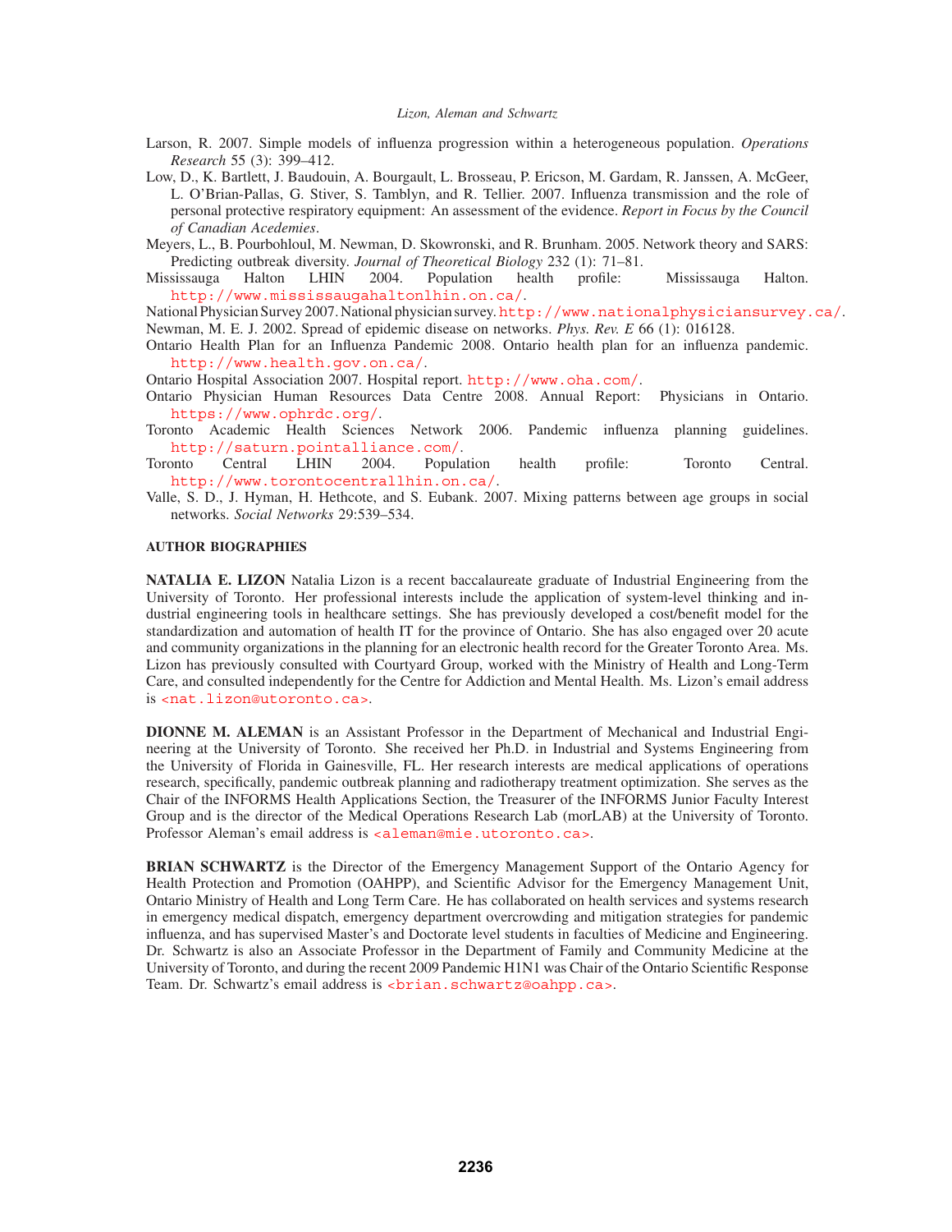Larson, R. 2007. Simple models of influenza progression within a heterogeneous population. *Operations Research* 55 (3): 399–412.

Low, D., K. Bartlett, J. Baudouin, A. Bourgault, L. Brosseau, P. Ericson, M. Gardam, R. Janssen, A. McGeer, L. O'Brian-Pallas, G. Stiver, S. Tamblyn, and R. Tellier. 2007. Influenza transmission and the role of personal protective respiratory equipment: An assessment of the evidence. *Report in Focus by the Council of Canadian Acedemies*.

Meyers, L., B. Pourbohloul, M. Newman, D. Skowronski, and R. Brunham. 2005. Network theory and SARS: Predicting outbreak diversity. *Journal of Theoretical Biology* 232 (1): 71–81.

Mississauga Halton LHIN 2004. Population health profile: Mississauga Halton. http://www.mississaugahaltonlhin.on.ca/.

National Physician Survey 2007. National physician survey. http://www.nationalphysiciansurvey.ca/.

Newman, M. E. J. 2002. Spread of epidemic disease on networks. *Phys. Rev. E* 66 (1): 016128.

Ontario Health Plan for an Influenza Pandemic 2008. Ontario health plan for an influenza pandemic. http://www.health.gov.on.ca/.

Ontario Hospital Association 2007. Hospital report. http://www.oha.com/.

Ontario Physician Human Resources Data Centre 2008. Annual Report: Physicians in Ontario. https://www.ophrdc.org/.

Toronto Academic Health Sciences Network 2006. Pandemic influenza planning guidelines. http://saturn.pointalliance.com/.

Toronto Central LHIN 2004. Population health profile: Toronto Central. http://www.torontocentrallhin.on.ca/.

Valle, S. D., J. Hyman, H. Hethcote, and S. Eubank. 2007. Mixing patterns between age groups in social networks. *Social Networks* 29:539–534.

## AUTHOR BIOGRAPHIES

**NATALIA E. LIZON** Natalia Lizon is a recent baccalaureate graduate of Industrial Engineering from the University of Toronto. Her professional interests include the application of system-level thinking and industrial engineering tools in healthcare settings. She has previously developed a cost/benefit model for the standardization and automation of health IT for the province of Ontario. She has also engaged over 20 acute and community organizations in the planning for an electronic health record for the Greater Toronto Area. Ms. Lizon has previously consulted with Courtyard Group, worked with the Ministry of Health and Long-Term Care, and consulted independently for the Centre for Addiction and Mental Health. Ms. Lizon's email address is <nat.lizon@utoronto.ca>.

**DIONNE M. ALEMAN** is an Assistant Professor in the Department of Mechanical and Industrial Engineering at the University of Toronto. She received her Ph.D. in Industrial and Systems Engineering from the University of Florida in Gainesville, FL. Her research interests are medical applications of operations research, specifically, pandemic outbreak planning and radiotherapy treatment optimization. She serves as the Chair of the INFORMS Health Applications Section, the Treasurer of the INFORMS Junior Faculty Interest Group and is the director of the Medical Operations Research Lab (morLAB) at the University of Toronto. Professor Aleman's email address is <aleman@mie.utoronto.ca>.

**BRIAN SCHWARTZ** is the Director of the Emergency Management Support of the Ontario Agency for Health Protection and Promotion (OAHPP), and Scientific Advisor for the Emergency Management Unit, Ontario Ministry of Health and Long Term Care. He has collaborated on health services and systems research in emergency medical dispatch, emergency department overcrowding and mitigation strategies for pandemic influenza, and has supervised Master's and Doctorate level students in faculties of Medicine and Engineering. Dr. Schwartz is also an Associate Professor in the Department of Family and Community Medicine at the University of Toronto, and during the recent 2009 Pandemic H1N1 was Chair of the Ontario Scientific Response Team. Dr. Schwartz's email address is <brian.schwartz@oahpp.ca>.